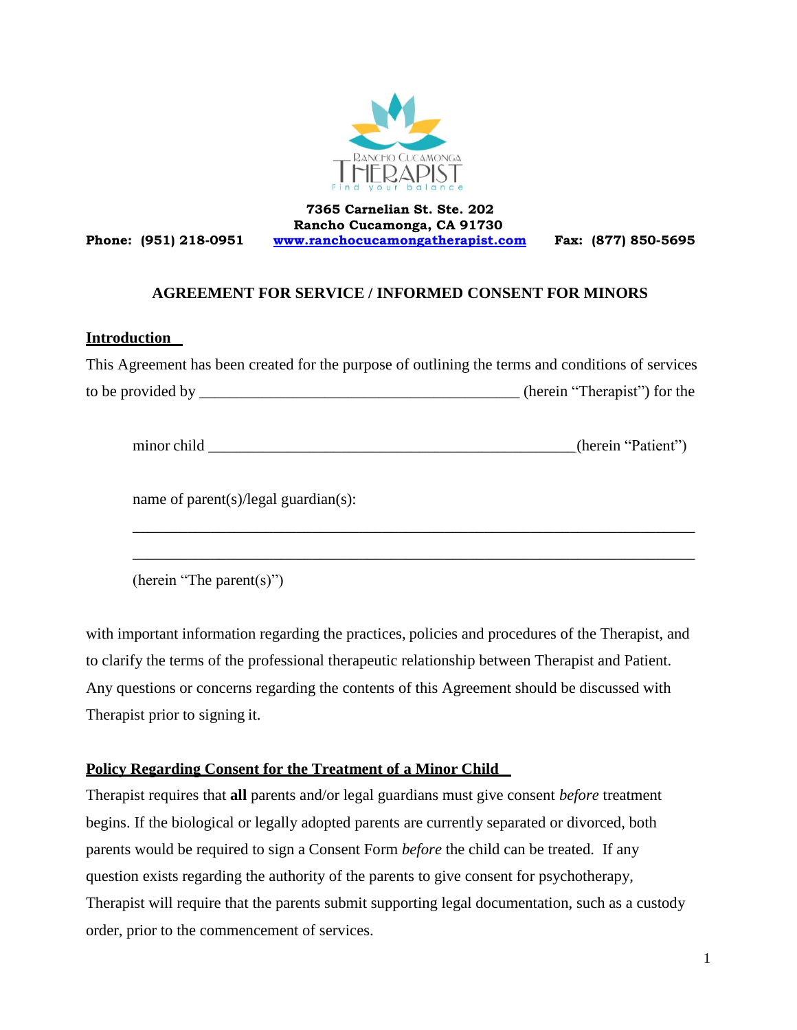RANCHO CUCAMONGA THERAPIST

Find your balance

**7365 Carnelian St. Ste. 202**
**Rancho Cucamonga, CA 91730**

**Phone: (951) 218-0951** **www.ranchocucamongatherapist.com** **Fax: (877) 850-5695**

## AGREEMENT FOR SERVICE / INFORMED CONSENT FOR MINORS

### Introduction

This Agreement has been created for the purpose of outlining the terms and conditions of services to be provided by ________________________________________ (herein "Therapist") for the

minor child ______________________________________________(herein "Patient")

name of parent(s)/legal guardian(s):

______________________________________________________________________

______________________________________________________________________

(herein "The parent(s)")

with important information regarding the practices, policies and procedures of the Therapist, and to clarify the terms of the professional therapeutic relationship between Therapist and Patient. Any questions or concerns regarding the contents of this Agreement should be discussed with Therapist prior to signing it.

### Policy Regarding Consent for the Treatment of a Minor Child

Therapist requires that **all** parents and/or legal guardians must give consent *before* treatment begins. If the biological or legally adopted parents are currently separated or divorced, both parents would be required to sign a Consent Form *before* the child can be treated. If any question exists regarding the authority of the parents to give consent for psychotherapy, Therapist will require that the parents submit supporting legal documentation, such as a custody order, prior to the commencement of services.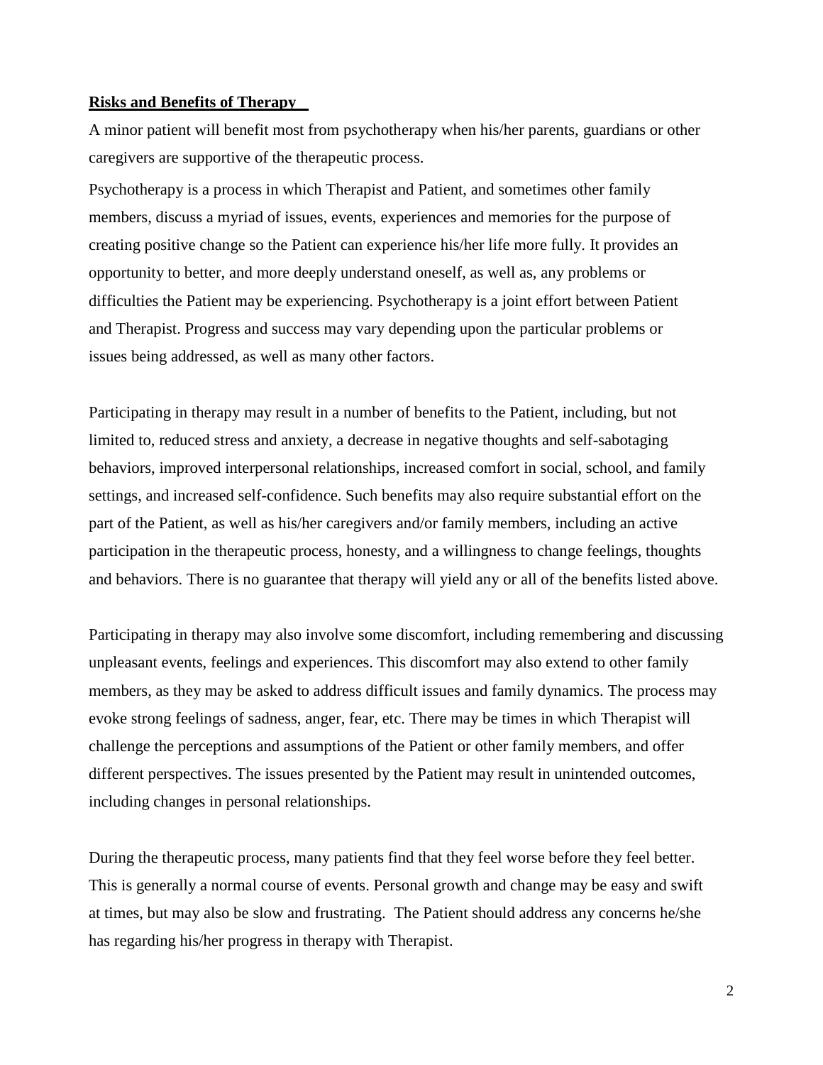**Risks and Benefits of Therapy**

A minor patient will benefit most from psychotherapy when his/her parents, guardians or other caregivers are supportive of the therapeutic process.

Psychotherapy is a process in which Therapist and Patient, and sometimes other family members, discuss a myriad of issues, events, experiences and memories for the purpose of creating positive change so the Patient can experience his/her life more fully. It provides an opportunity to better, and more deeply understand oneself, as well as, any problems or difficulties the Patient may be experiencing. Psychotherapy is a joint effort between Patient and Therapist. Progress and success may vary depending upon the particular problems or issues being addressed, as well as many other factors.

Participating in therapy may result in a number of benefits to the Patient, including, but not limited to, reduced stress and anxiety, a decrease in negative thoughts and self-sabotaging behaviors, improved interpersonal relationships, increased comfort in social, school, and family settings, and increased self-confidence. Such benefits may also require substantial effort on the part of the Patient, as well as his/her caregivers and/or family members, including an active participation in the therapeutic process, honesty, and a willingness to change feelings, thoughts and behaviors. There is no guarantee that therapy will yield any or all of the benefits listed above.

Participating in therapy may also involve some discomfort, including remembering and discussing unpleasant events, feelings and experiences. This discomfort may also extend to other family members, as they may be asked to address difficult issues and family dynamics. The process may evoke strong feelings of sadness, anger, fear, etc. There may be times in which Therapist will challenge the perceptions and assumptions of the Patient or other family members, and offer different perspectives. The issues presented by the Patient may result in unintended outcomes, including changes in personal relationships.

During the therapeutic process, many patients find that they feel worse before they feel better. This is generally a normal course of events. Personal growth and change may be easy and swift at times, but may also be slow and frustrating. The Patient should address any concerns he/she has regarding his/her progress in therapy with Therapist.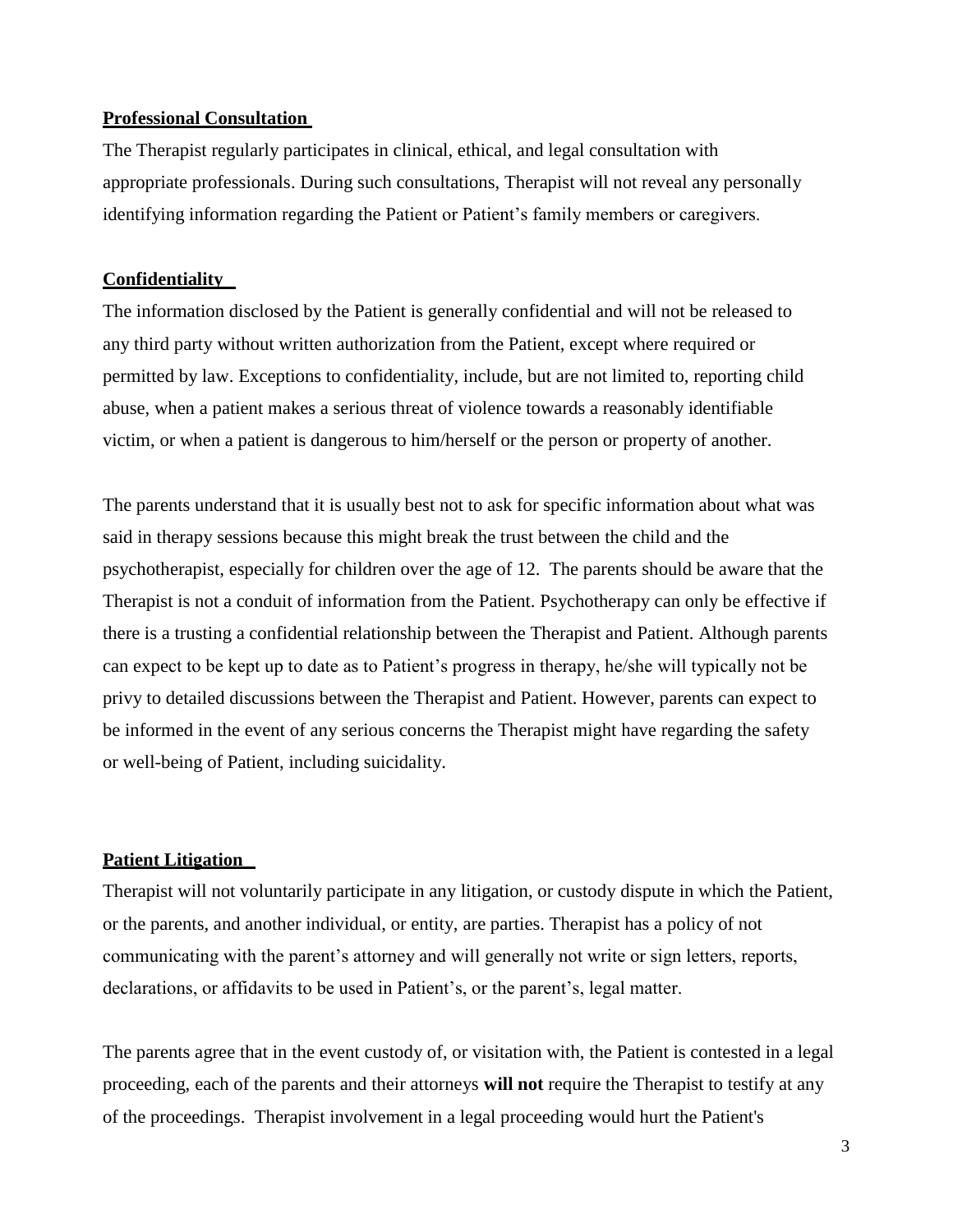**Professional Consultation**

The Therapist regularly participates in clinical, ethical, and legal consultation with appropriate professionals. During such consultations, Therapist will not reveal any personally identifying information regarding the Patient or Patient's family members or caregivers.

**Confidentiality**

The information disclosed by the Patient is generally confidential and will not be released to any third party without written authorization from the Patient, except where required or permitted by law. Exceptions to confidentiality, include, but are not limited to, reporting child abuse, when a patient makes a serious threat of violence towards a reasonably identifiable victim, or when a patient is dangerous to him/herself or the person or property of another.

The parents understand that it is usually best not to ask for specific information about what was said in therapy sessions because this might break the trust between the child and the psychotherapist, especially for children over the age of 12. The parents should be aware that the Therapist is not a conduit of information from the Patient. Psychotherapy can only be effective if there is a trusting a confidential relationship between the Therapist and Patient. Although parents can expect to be kept up to date as to Patient's progress in therapy, he/she will typically not be privy to detailed discussions between the Therapist and Patient. However, parents can expect to be informed in the event of any serious concerns the Therapist might have regarding the safety or well-being of Patient, including suicidality.

**Patient Litigation**

Therapist will not voluntarily participate in any litigation, or custody dispute in which the Patient, or the parents, and another individual, or entity, are parties. Therapist has a policy of not communicating with the parent's attorney and will generally not write or sign letters, reports, declarations, or affidavits to be used in Patient's, or the parent's, legal matter.

The parents agree that in the event custody of, or visitation with, the Patient is contested in a legal proceeding, each of the parents and their attorneys **will not** require the Therapist to testify at any of the proceedings. Therapist involvement in a legal proceeding would hurt the Patient's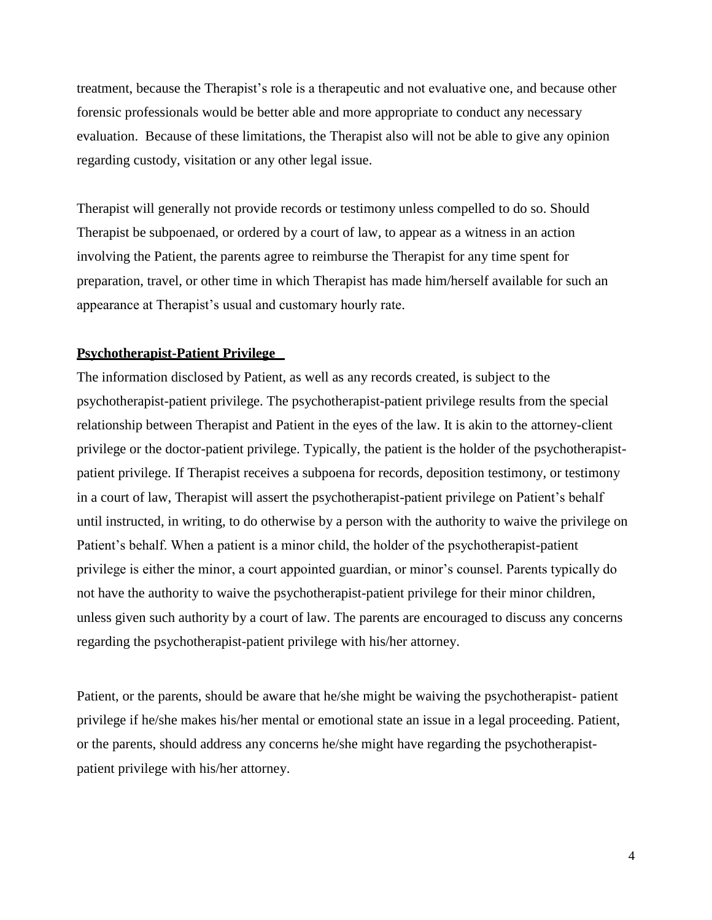treatment, because the Therapist's role is a therapeutic and not evaluative one, and because other forensic professionals would be better able and more appropriate to conduct any necessary evaluation. Because of these limitations, the Therapist also will not be able to give any opinion regarding custody, visitation or any other legal issue.

Therapist will generally not provide records or testimony unless compelled to do so. Should Therapist be subpoenaed, or ordered by a court of law, to appear as a witness in an action involving the Patient, the parents agree to reimburse the Therapist for any time spent for preparation, travel, or other time in which Therapist has made him/herself available for such an appearance at Therapist's usual and customary hourly rate.

**Psychotherapist-Patient Privilege**

The information disclosed by Patient, as well as any records created, is subject to the psychotherapist-patient privilege. The psychotherapist-patient privilege results from the special relationship between Therapist and Patient in the eyes of the law. It is akin to the attorney-client privilege or the doctor-patient privilege. Typically, the patient is the holder of the psychotherapist-patient privilege. If Therapist receives a subpoena for records, deposition testimony, or testimony in a court of law, Therapist will assert the psychotherapist-patient privilege on Patient's behalf until instructed, in writing, to do otherwise by a person with the authority to waive the privilege on Patient's behalf. When a patient is a minor child, the holder of the psychotherapist-patient privilege is either the minor, a court appointed guardian, or minor's counsel. Parents typically do not have the authority to waive the psychotherapist-patient privilege for their minor children, unless given such authority by a court of law. The parents are encouraged to discuss any concerns regarding the psychotherapist-patient privilege with his/her attorney.

Patient, or the parents, should be aware that he/she might be waiving the psychotherapist- patient privilege if he/she makes his/her mental or emotional state an issue in a legal proceeding. Patient, or the parents, should address any concerns he/she might have regarding the psychotherapist-patient privilege with his/her attorney.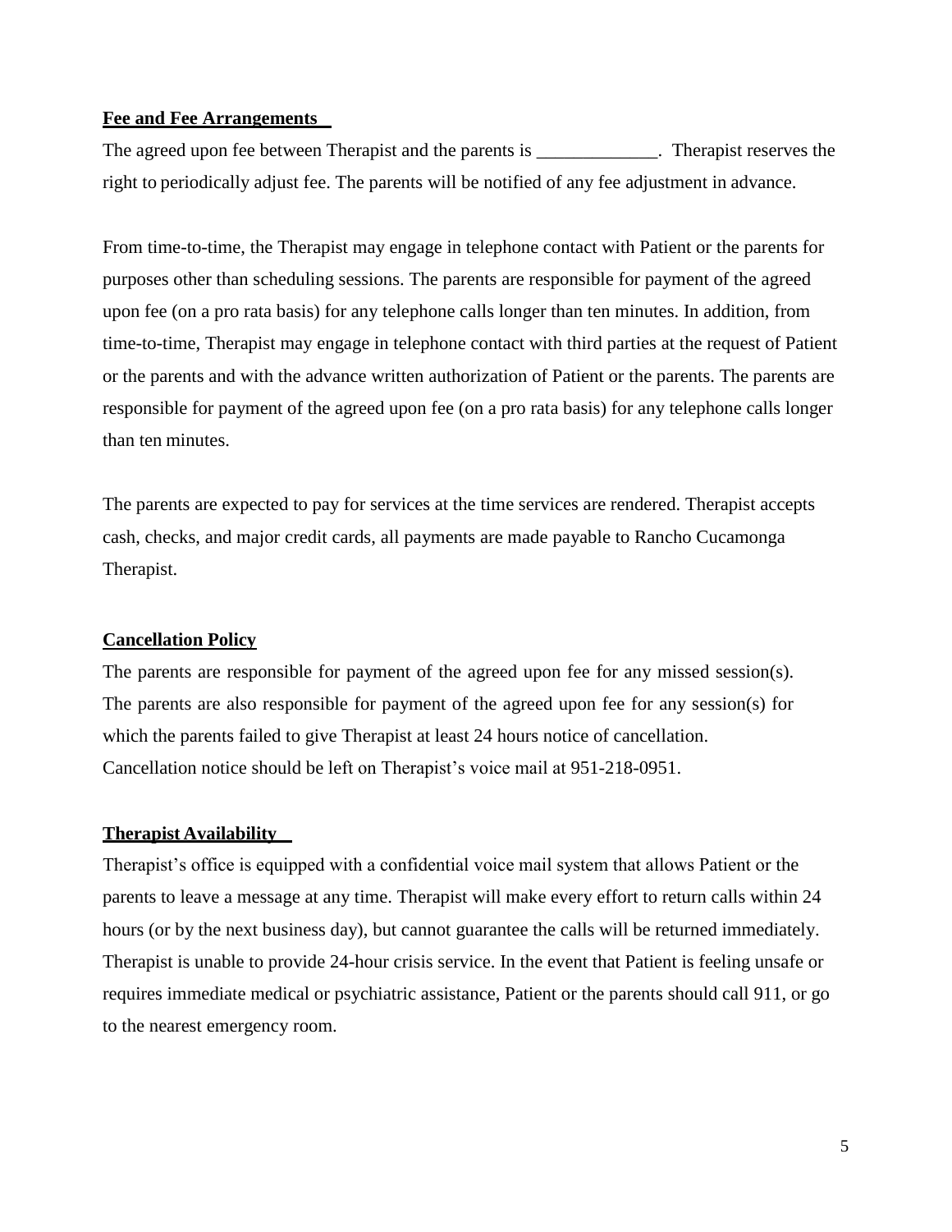**Fee and Fee Arrangements**

The agreed upon fee between Therapist and the parents is _____________. Therapist reserves the right to periodically adjust fee. The parents will be notified of any fee adjustment in advance.

From time-to-time, the Therapist may engage in telephone contact with Patient or the parents for purposes other than scheduling sessions. The parents are responsible for payment of the agreed upon fee (on a pro rata basis) for any telephone calls longer than ten minutes. In addition, from time-to-time, Therapist may engage in telephone contact with third parties at the request of Patient or the parents and with the advance written authorization of Patient or the parents. The parents are responsible for payment of the agreed upon fee (on a pro rata basis) for any telephone calls longer than ten minutes.

The parents are expected to pay for services at the time services are rendered. Therapist accepts cash, checks, and major credit cards, all payments are made payable to Rancho Cucamonga Therapist.

**Cancellation Policy**

The parents are responsible for payment of the agreed upon fee for any missed session(s). The parents are also responsible for payment of the agreed upon fee for any session(s) for which the parents failed to give Therapist at least 24 hours notice of cancellation. Cancellation notice should be left on Therapist's voice mail at 951-218-0951.

**Therapist Availability**

Therapist's office is equipped with a confidential voice mail system that allows Patient or the parents to leave a message at any time. Therapist will make every effort to return calls within 24 hours (or by the next business day), but cannot guarantee the calls will be returned immediately. Therapist is unable to provide 24-hour crisis service. In the event that Patient is feeling unsafe or requires immediate medical or psychiatric assistance, Patient or the parents should call 911, or go to the nearest emergency room.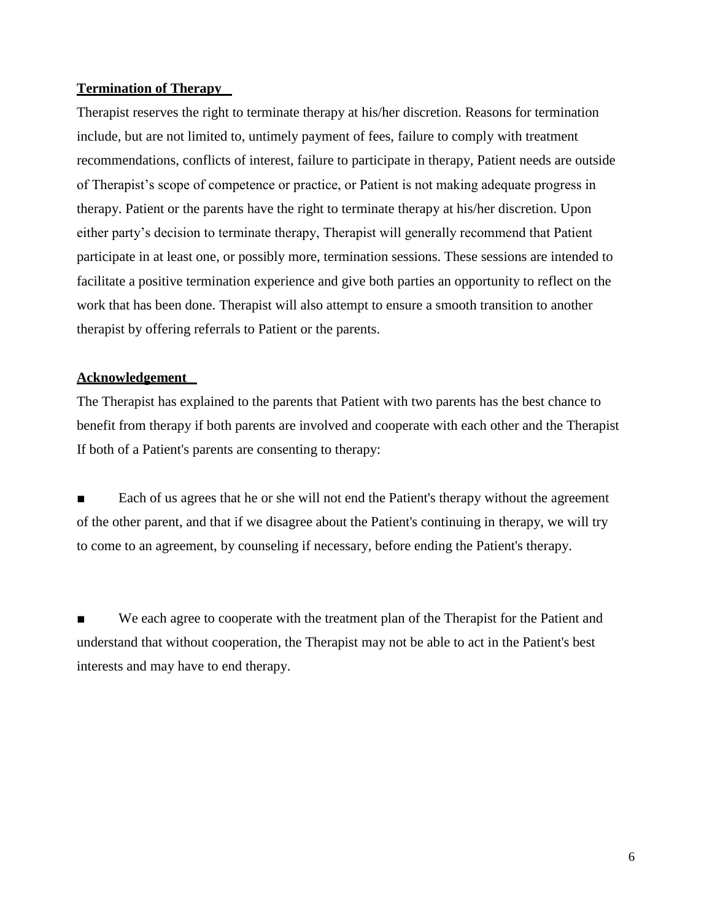**Termination of Therapy**

Therapist reserves the right to terminate therapy at his/her discretion. Reasons for termination include, but are not limited to, untimely payment of fees, failure to comply with treatment recommendations, conflicts of interest, failure to participate in therapy, Patient needs are outside of Therapist's scope of competence or practice, or Patient is not making adequate progress in therapy. Patient or the parents have the right to terminate therapy at his/her discretion. Upon either party's decision to terminate therapy, Therapist will generally recommend that Patient participate in at least one, or possibly more, termination sessions. These sessions are intended to facilitate a positive termination experience and give both parties an opportunity to reflect on the work that has been done. Therapist will also attempt to ensure a smooth transition to another therapist by offering referrals to Patient or the parents.

**Acknowledgement**

The Therapist has explained to the parents that Patient with two parents has the best chance to benefit from therapy if both parents are involved and cooperate with each other and the Therapist If both of a Patient's parents are consenting to therapy:

■ Each of us agrees that he or she will not end the Patient's therapy without the agreement of the other parent, and that if we disagree about the Patient's continuing in therapy, we will try to come to an agreement, by counseling if necessary, before ending the Patient's therapy.

■ We each agree to cooperate with the treatment plan of the Therapist for the Patient and understand that without cooperation, the Therapist may not be able to act in the Patient's best interests and may have to end therapy.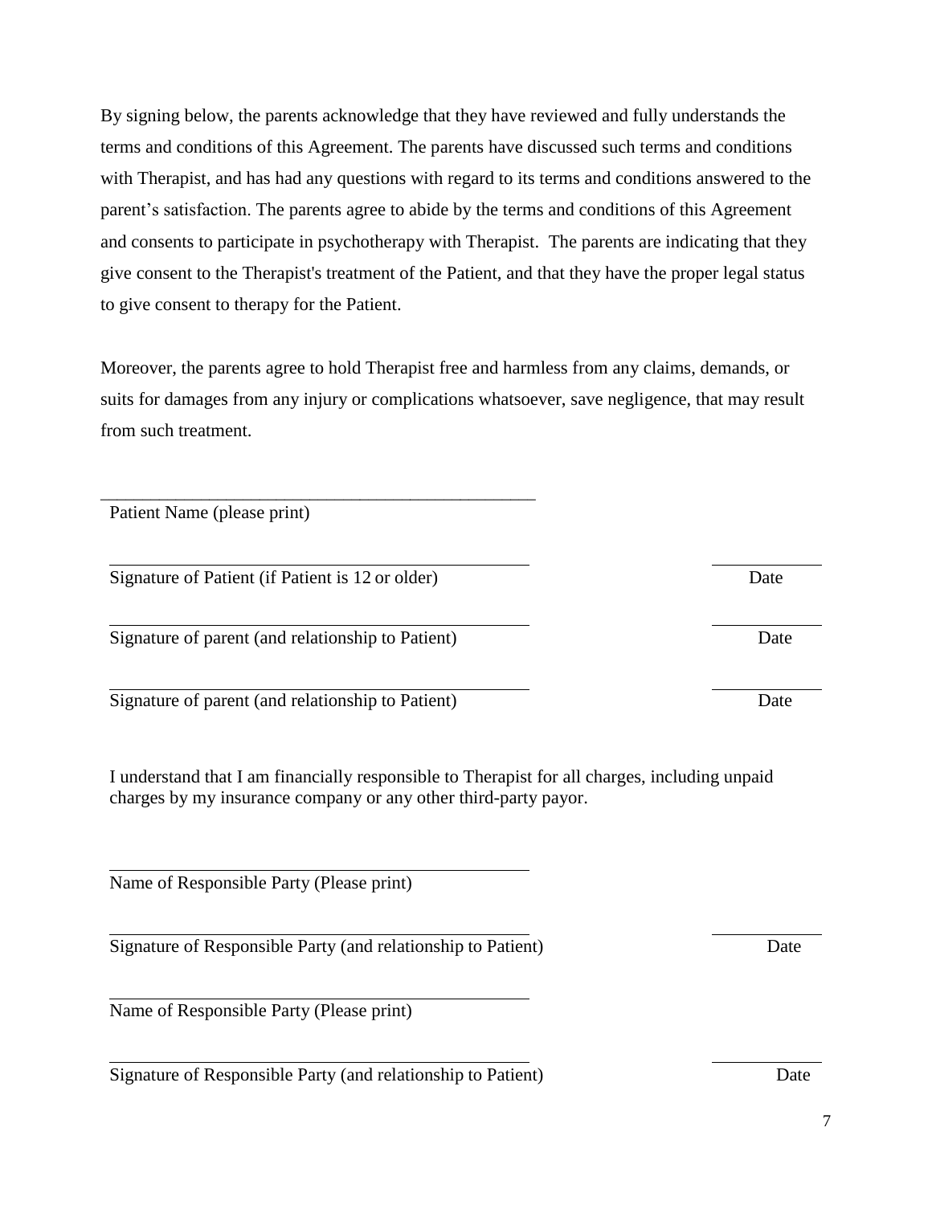By signing below, the parents acknowledge that they have reviewed and fully understands the terms and conditions of this Agreement. The parents have discussed such terms and conditions with Therapist, and has had any questions with regard to its terms and conditions answered to the parent's satisfaction. The parents agree to abide by the terms and conditions of this Agreement and consents to participate in psychotherapy with Therapist. The parents are indicating that they give consent to the Therapist's treatment of the Patient, and that they have the proper legal status to give consent to therapy for the Patient.

Moreover, the parents agree to hold Therapist free and harmless from any claims, demands, or suits for damages from any injury or complications whatsoever, save negligence, that may result from such treatment.

\_\_\_\_\_\_\_\_\_\_\_\_\_\_\_\_\_\_\_\_\_\_\_\_\_\_\_\_\_\_\_\_\_\_\_\_\_\_\_\_\_\_\_\_\_\_\_\_

Patient Name (please print)

\_\_\_\_\_\_\_\_\_\_\_\_\_\_\_\_\_\_\_\_\_\_\_\_\_\_\_\_\_\_\_\_\_\_\_\_\_\_\_\_\_\_\_\_\_\_\_\_ \_\_\_\_\_\_\_\_\_\_\_\_

Signature of Patient (if Patient is 12 or older) Date

\_\_\_\_\_\_\_\_\_\_\_\_\_\_\_\_\_\_\_\_\_\_\_\_\_\_\_\_\_\_\_\_\_\_\_\_\_\_\_\_\_\_\_\_\_\_\_\_ \_\_\_\_\_\_\_\_\_\_\_\_

Signature of parent (and relationship to Patient) Date

\_\_\_\_\_\_\_\_\_\_\_\_\_\_\_\_\_\_\_\_\_\_\_\_\_\_\_\_\_\_\_\_\_\_\_\_\_\_\_\_\_\_\_\_\_\_\_\_ \_\_\_\_\_\_\_\_\_\_\_\_

Signature of parent (and relationship to Patient) Date

I understand that I am financially responsible to Therapist for all charges, including unpaid charges by my insurance company or any other third-party payor.

\_\_\_\_\_\_\_\_\_\_\_\_\_\_\_\_\_\_\_\_\_\_\_\_\_\_\_\_\_\_\_\_\_\_\_\_\_\_\_\_\_\_\_\_\_\_\_\_

Name of Responsible Party (Please print)

\_\_\_\_\_\_\_\_\_\_\_\_\_\_\_\_\_\_\_\_\_\_\_\_\_\_\_\_\_\_\_\_\_\_\_\_\_\_\_\_\_\_\_\_\_\_\_\_ \_\_\_\_\_\_\_\_\_\_\_\_

Signature of Responsible Party (and relationship to Patient) Date

\_\_\_\_\_\_\_\_\_\_\_\_\_\_\_\_\_\_\_\_\_\_\_\_\_\_\_\_\_\_\_\_\_\_\_\_\_\_\_\_\_\_\_\_\_\_\_\_

Name of Responsible Party (Please print)

\_\_\_\_\_\_\_\_\_\_\_\_\_\_\_\_\_\_\_\_\_\_\_\_\_\_\_\_\_\_\_\_\_\_\_\_\_\_\_\_\_\_\_\_\_\_\_\_ \_\_\_\_\_\_\_\_\_\_\_\_

Signature of Responsible Party (and relationship to Patient) Date